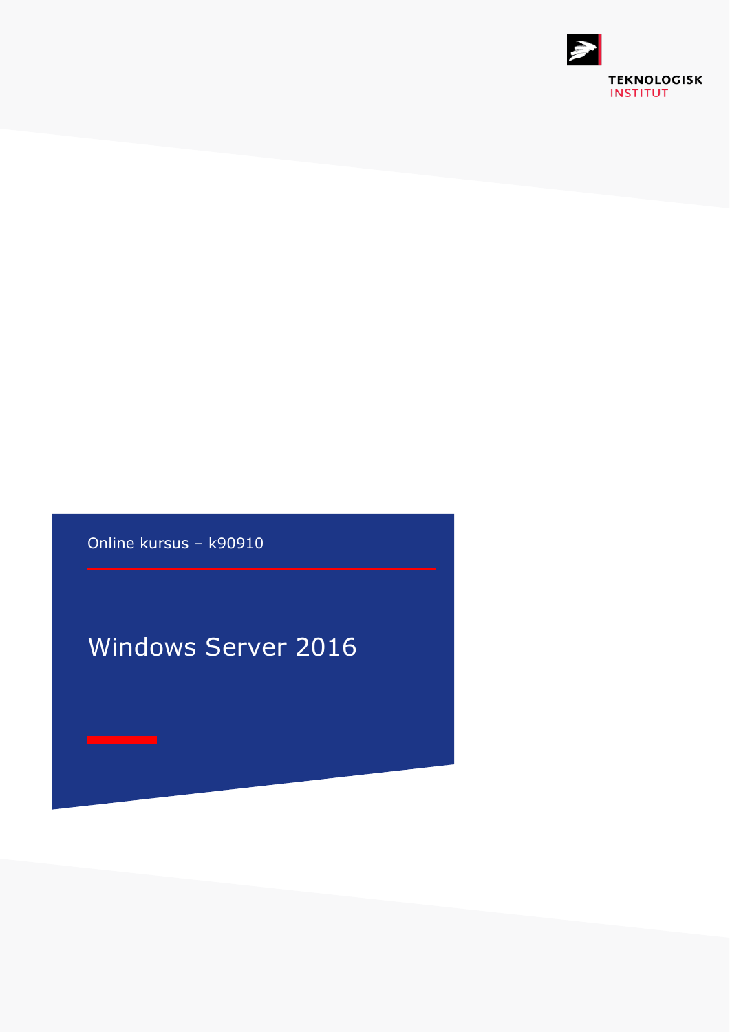TEKNOLOGISK INSTITUT

Online kursus – k90910

# Windows Server 2016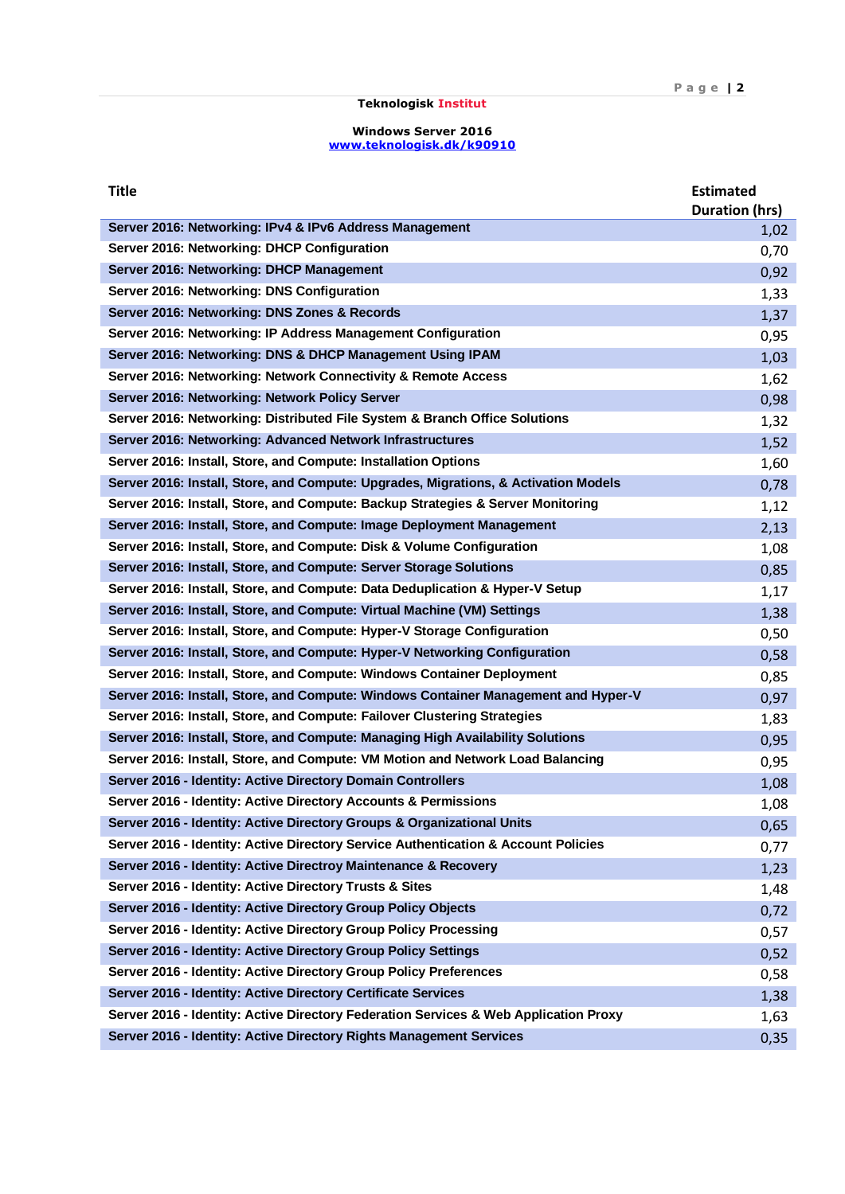Teknologisk Institut

Windows Server 2016
www.teknologisk.dk/k90910

| Title | Estimated Duration (hrs) |
|---|---|
| Server 2016: Networking: IPv4 & IPv6 Address Management | 1,02 |
| Server 2016: Networking: DHCP Configuration | 0,70 |
| Server 2016: Networking: DHCP Management | 0,92 |
| Server 2016: Networking: DNS Configuration | 1,33 |
| Server 2016: Networking: DNS Zones & Records | 1,37 |
| Server 2016: Networking: IP Address Management Configuration | 0,95 |
| Server 2016: Networking: DNS & DHCP Management Using IPAM | 1,03 |
| Server 2016: Networking: Network Connectivity & Remote Access | 1,62 |
| Server 2016: Networking: Network Policy Server | 0,98 |
| Server 2016: Networking: Distributed File System & Branch Office Solutions | 1,32 |
| Server 2016: Networking: Advanced Network Infrastructures | 1,52 |
| Server 2016: Install, Store, and Compute: Installation Options | 1,60 |
| Server 2016: Install, Store, and Compute: Upgrades, Migrations, & Activation Models | 0,78 |
| Server 2016: Install, Store, and Compute: Backup Strategies & Server Monitoring | 1,12 |
| Server 2016: Install, Store, and Compute: Image Deployment Management | 2,13 |
| Server 2016: Install, Store, and Compute: Disk & Volume Configuration | 1,08 |
| Server 2016: Install, Store, and Compute: Server Storage Solutions | 0,85 |
| Server 2016: Install, Store, and Compute: Data Deduplication & Hyper-V Setup | 1,17 |
| Server 2016: Install, Store, and Compute: Virtual Machine (VM) Settings | 1,38 |
| Server 2016: Install, Store, and Compute: Hyper-V Storage Configuration | 0,50 |
| Server 2016: Install, Store, and Compute: Hyper-V Networking Configuration | 0,58 |
| Server 2016: Install, Store, and Compute: Windows Container Deployment | 0,85 |
| Server 2016: Install, Store, and Compute: Windows Container Management and Hyper-V | 0,97 |
| Server 2016: Install, Store, and Compute: Failover Clustering Strategies | 1,83 |
| Server 2016: Install, Store, and Compute: Managing High Availability Solutions | 0,95 |
| Server 2016: Install, Store, and Compute: VM Motion and Network Load Balancing | 0,95 |
| Server 2016 - Identity: Active Directory Domain Controllers | 1,08 |
| Server 2016 - Identity: Active Directory Accounts & Permissions | 1,08 |
| Server 2016 - Identity: Active Directory Groups & Organizational Units | 0,65 |
| Server 2016 - Identity: Active Directory Service Authentication & Account Policies | 0,77 |
| Server 2016 - Identity: Active Directroy Maintenance & Recovery | 1,23 |
| Server 2016 - Identity: Active Directory Trusts & Sites | 1,48 |
| Server 2016 - Identity: Active Directory Group Policy Objects | 0,72 |
| Server 2016 - Identity: Active Directory Group Policy Processing | 0,57 |
| Server 2016 - Identity: Active Directory Group Policy Settings | 0,52 |
| Server 2016 - Identity: Active Directory Group Policy Preferences | 0,58 |
| Server 2016 - Identity: Active Directory Certificate Services | 1,38 |
| Server 2016 - Identity: Active Directory Federation Services & Web Application Proxy | 1,63 |
| Server 2016 - Identity: Active Directory Rights Management Services | 0,35 |